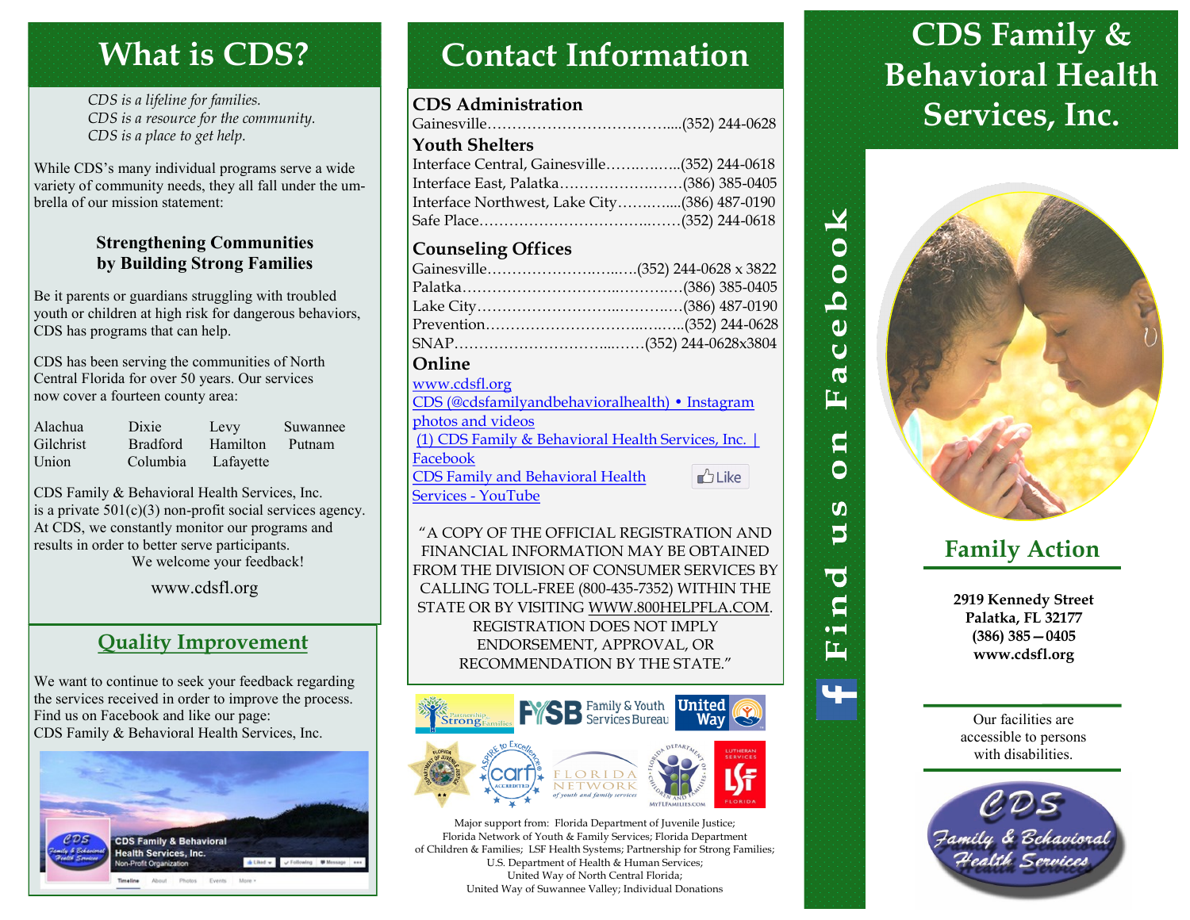# What is CDS?

*CDS is a lifeline for families.*
*CDS is a resource for the community.*
*CDS is a place to get help.*

While CDS's many individual programs serve a wide variety of community needs, they all fall under the umbrella of our mission statement:

**Strengthening Communities by Building Strong Families**

Be it parents or guardians struggling with troubled youth or children at high risk for dangerous behaviors, CDS has programs that can help.

CDS has been serving the communities of North Central Florida for over 50 years. Our services now cover a fourteen county area:

| | | | |
|---|---|---|---|
| Alachua | Dixie | Levy | Suwannee |
| Gilchrist | Bradford | Hamilton | Putnam |
| Union | Columbia | Lafayette | |

CDS Family & Behavioral Health Services, Inc. is a private 501(c)(3) non-profit social services agency. At CDS, we constantly monitor our programs and results in order to better serve participants. We welcome your feedback!

www.cdsfl.org

## Quality Improvement

We want to continue to seek your feedback regarding the services received in order to improve the process. Find us on Facebook and like our page: CDS Family & Behavioral Health Services, Inc.

# Contact Information

**CDS Administration**
Gainesville………………………………....(352) 244-0628

**Youth Shelters**
Interface Central, Gainesville……..……..(352) 244-0618
Interface East, Palatka…………………..……(386) 385-0405
Interface Northwest, Lake City…….……....(386) 487-0190
Safe Place…………………………………..……(352) 244-0618

**Counseling Offices**
Gainesville………………………..…..…(352) 244-0628 x 3822
Palatka……………………………..…………(386) 385-0405
Lake City……………………………..…………(386) 487-0190
Prevention………………………………..……..(352) 244-0628
SNAP……………………………......……(352) 244-0628x3804

**Online**
www.cdsfl.org
CDS (@cdsfamilyandbehavioralhealth) • Instagram photos and videos
(1) CDS Family & Behavioral Health Services, Inc. | Facebook
CDS Family and Behavioral Health Services - YouTube

"A COPY OF THE OFFICIAL REGISTRATION AND FINANCIAL INFORMATION MAY BE OBTAINED FROM THE DIVISION OF CONSUMER SERVICES BY CALLING TOLL-FREE (800-435-7352) WITHIN THE STATE OR BY VISITING WWW.800HELPFLA.COM. REGISTRATION DOES NOT IMPLY ENDORSEMENT, APPROVAL, OR RECOMMENDATION BY THE STATE."

Major support from: Florida Department of Juvenile Justice; Florida Network of Youth & Family Services; Florida Department of Children & Families; LSF Health Systems; Partnership for Strong Families; U.S. Department of Health & Human Services; United Way of North Central Florida; United Way of Suwannee Valley; Individual Donations

Find us on Facebook

# CDS Family & Behavioral Health Services, Inc.

## Family Action

**2919 Kennedy Street**
**Palatka, FL 32177**
**(386) 385—0405**
**www.cdsfl.org**

Our facilities are accessible to persons with disabilities.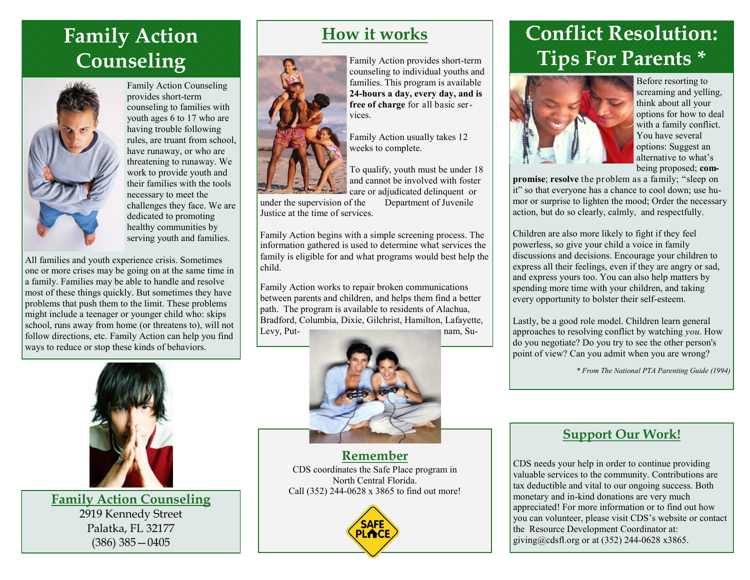# Family Action Counseling

Family Action Counseling provides short-term counseling to families with youth ages 6 to 17 who are having trouble following rules, are truant from school, have runaway, or who are threatening to runaway. We work to provide youth and their families with the tools necessary to meet the challenges they face. We are dedicated to promoting healthy communities by serving youth and families.

All families and youth experience crisis. Sometimes one or more crises may be going on at the same time in a family. Families may be able to handle and resolve most of these things quickly. But sometimes they have problems that push them to the limit. These problems might include a teenager or younger child who: skips school, runs away from home (or threatens to), will not follow directions, etc. Family Action can help you find ways to reduce or stop these kinds of behaviors.

## Family Action Counseling

2919 Kennedy Street
Palatka, FL 32177
(386) 385—0405

## How it works

Family Action provides short-term counseling to individual youths and families. This program is available **24-hours a day, every day, and is free of charge** for all basic services.

Family Action usually takes 12 weeks to complete.

To qualify, youth must be under 18 and cannot be involved with foster care or adjudicated delinquent or under the supervision of the Department of Juvenile Justice at the time of services.

Family Action begins with a simple screening process. The information gathered is used to determine what services the family is eligible for and what programs would best help the child.

Family Action works to repair broken communications between parents and children, and helps them find a better path. The program is available to residents of Alachua, Bradford, Columbia, Dixie, Gilchrist, Hamilton, Lafayette, Levy, Putnam, Su-

## Remember

CDS coordinates the Safe Place program in North Central Florida.
Call (352) 244-0628 x 3865 to find out more!

SAFE PLACE

# Conflict Resolution: Tips For Parents *

Before resorting to screaming and yelling, think about all your options for how to deal with a family conflict. You have several options: Suggest an alternative to what's being proposed; **compromise**; **resolve** the problem as a family; "sleep on it" so that everyone has a chance to cool down; use humor or surprise to lighten the mood; Order the necessary action, but do so clearly, calmly, and respectfully.

Children are also more likely to fight if they feel powerless, so give your child a voice in family discussions and decisions. Encourage your children to express all their feelings, even if they are angry or sad, and express yours too. You can also help matters by spending more time with your children, and taking every opportunity to bolster their self-esteem.

Lastly, be a good role model. Children learn general approaches to resolving conflict by watching *you*. How do you negotiate? Do you try to see the other person's point of view? Can you admit when you are wrong?

*\* From The National PTA Parenting Guide (1994)*

## Support Our Work!

CDS needs your help in order to continue providing valuable services to the community. Contributions are tax deductible and vital to our ongoing success. Both monetary and in-kind donations are very much appreciated! For more information or to find out how you can volunteer, please visit CDS's website or contact the Resource Development Coordinator at: giving@cdsfl.org or at (352) 244-0628 x3865.